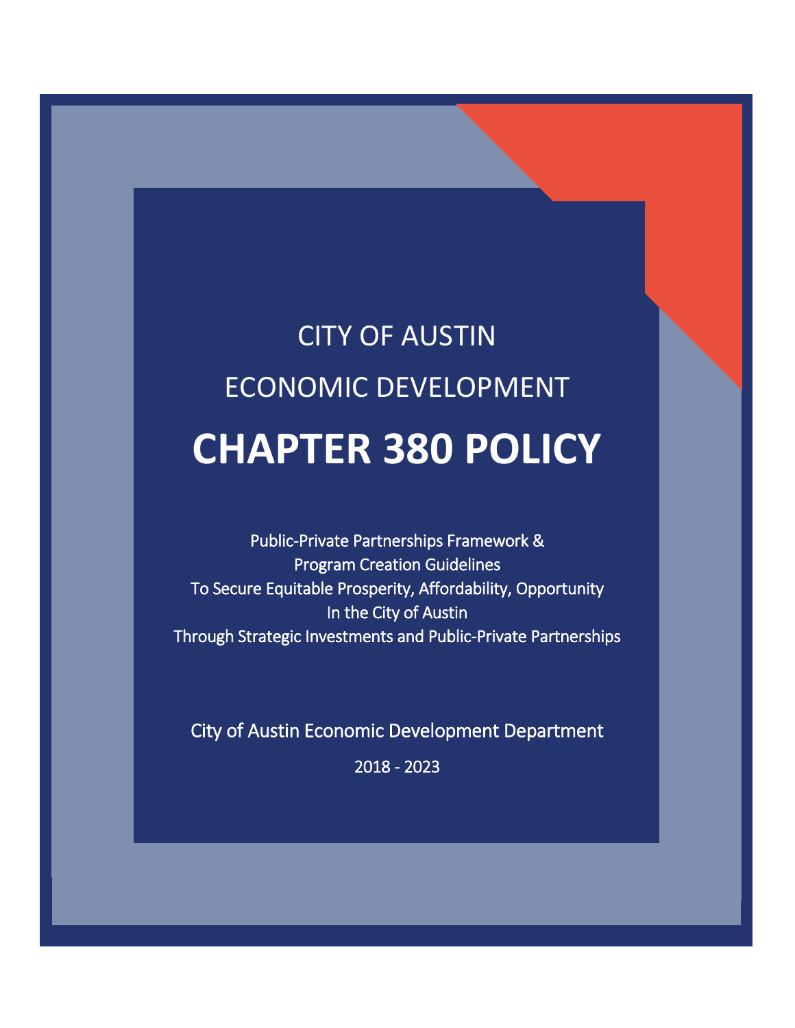CITY OF AUSTIN

ECONOMIC DEVELOPMENT

# CHAPTER 380 POLICY

Public-Private Partnerships Framework &
Program Creation Guidelines
To Secure Equitable Prosperity, Affordability, Opportunity
In the City of Austin
Through Strategic Investments and Public-Private Partnerships

City of Austin Economic Development Department

2018 - 2023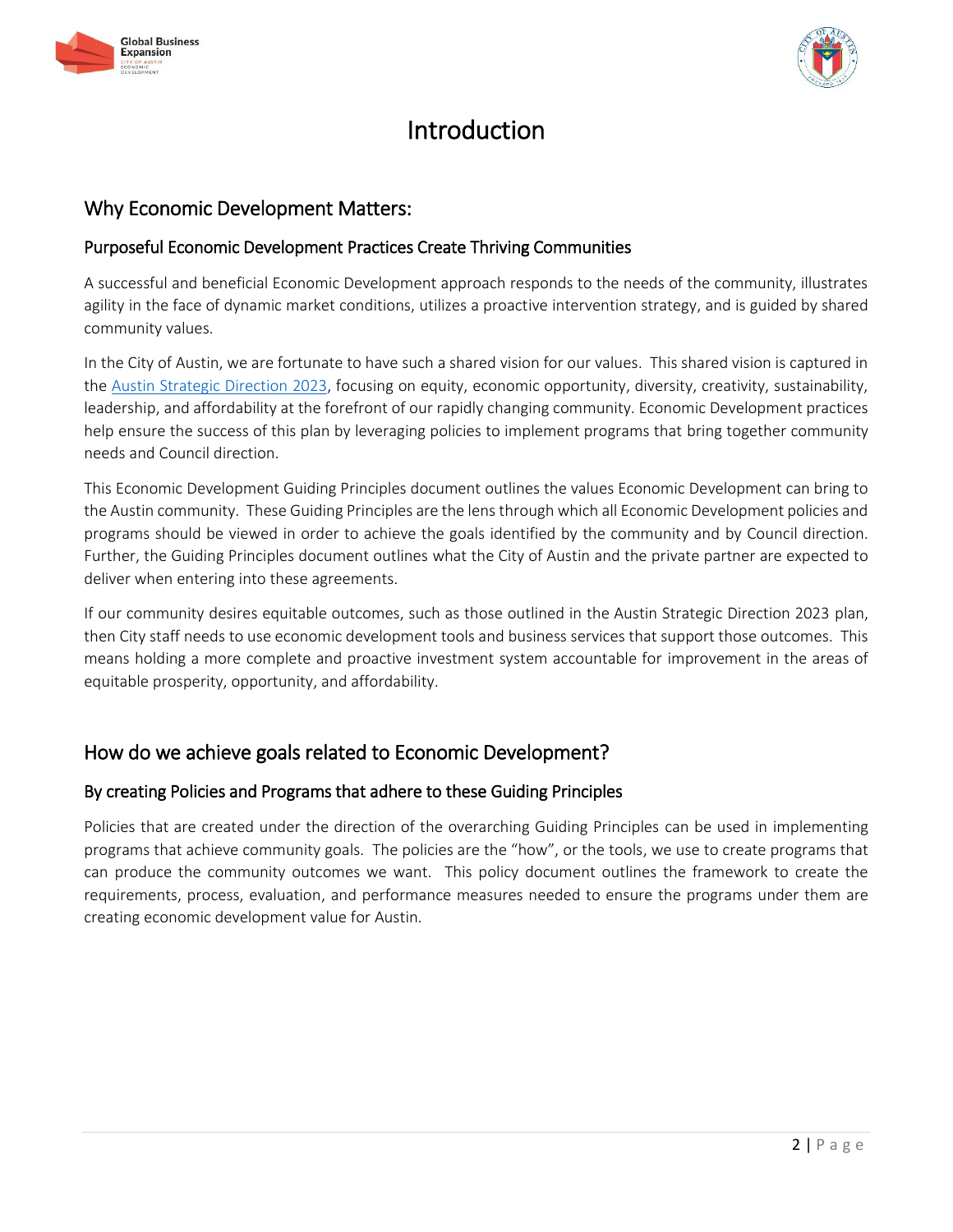# Introduction

## Why Economic Development Matters:

### Purposeful Economic Development Practices Create Thriving Communities

A successful and beneficial Economic Development approach responds to the needs of the community, illustrates agility in the face of dynamic market conditions, utilizes a proactive intervention strategy, and is guided by shared community values.

In the City of Austin, we are fortunate to have such a shared vision for our values. This shared vision is captured in the Austin Strategic Direction 2023, focusing on equity, economic opportunity, diversity, creativity, sustainability, leadership, and affordability at the forefront of our rapidly changing community. Economic Development practices help ensure the success of this plan by leveraging policies to implement programs that bring together community needs and Council direction.

This Economic Development Guiding Principles document outlines the values Economic Development can bring to the Austin community. These Guiding Principles are the lens through which all Economic Development policies and programs should be viewed in order to achieve the goals identified by the community and by Council direction. Further, the Guiding Principles document outlines what the City of Austin and the private partner are expected to deliver when entering into these agreements.

If our community desires equitable outcomes, such as those outlined in the Austin Strategic Direction 2023 plan, then City staff needs to use economic development tools and business services that support those outcomes. This means holding a more complete and proactive investment system accountable for improvement in the areas of equitable prosperity, opportunity, and affordability.

## How do we achieve goals related to Economic Development?

### By creating Policies and Programs that adhere to these Guiding Principles

Policies that are created under the direction of the overarching Guiding Principles can be used in implementing programs that achieve community goals. The policies are the "how", or the tools, we use to create programs that can produce the community outcomes we want. This policy document outlines the framework to create the requirements, process, evaluation, and performance measures needed to ensure the programs under them are creating economic development value for Austin.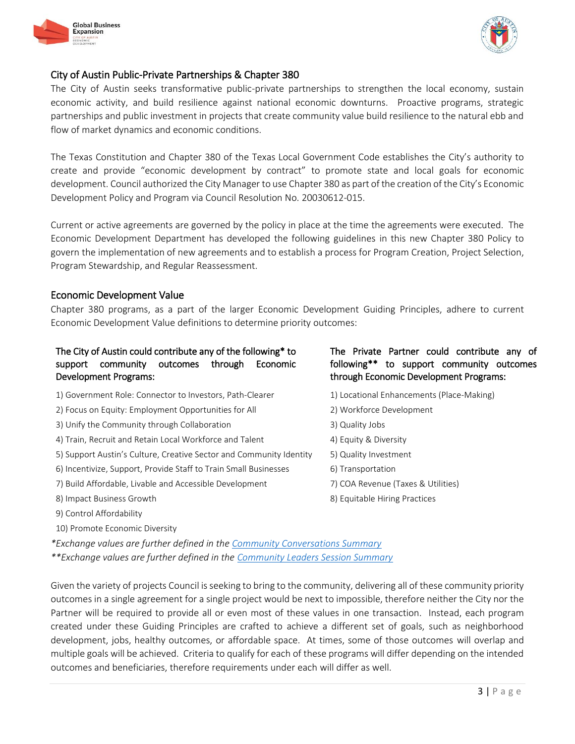## City of Austin Public-Private Partnerships & Chapter 380

The City of Austin seeks transformative public-private partnerships to strengthen the local economy, sustain economic activity, and build resilience against national economic downturns. Proactive programs, strategic partnerships and public investment in projects that create community value build resilience to the natural ebb and flow of market dynamics and economic conditions.

The Texas Constitution and Chapter 380 of the Texas Local Government Code establishes the City's authority to create and provide "economic development by contract" to promote state and local goals for economic development. Council authorized the City Manager to use Chapter 380 as part of the creation of the City's Economic Development Policy and Program via Council Resolution No. 20030612-015.

Current or active agreements are governed by the policy in place at the time the agreements were executed. The Economic Development Department has developed the following guidelines in this new Chapter 380 Policy to govern the implementation of new agreements and to establish a process for Program Creation, Project Selection, Program Stewardship, and Regular Reassessment.

## Economic Development Value

Chapter 380 programs, as a part of the larger Economic Development Guiding Principles, adhere to current Economic Development Value definitions to determine priority outcomes:

### The City of Austin could contribute any of the following* to support community outcomes through Economic Development Programs:

1) Government Role: Connector to Investors, Path-Clearer
2) Focus on Equity: Employment Opportunities for All
3) Unify the Community through Collaboration
4) Train, Recruit and Retain Local Workforce and Talent
5) Support Austin's Culture, Creative Sector and Community Identity
6) Incentivize, Support, Provide Staff to Train Small Businesses
7) Build Affordable, Livable and Accessible Development
8) Impact Business Growth
9) Control Affordability
10) Promote Economic Diversity

### The Private Partner could contribute any of following** to support community outcomes through Economic Development Programs:

1) Locational Enhancements (Place-Making)
2) Workforce Development
3) Quality Jobs
4) Equity & Diversity
5) Quality Investment
6) Transportation
7) COA Revenue (Taxes & Utilities)
8) Equitable Hiring Practices

*\*Exchange values are further defined in the Community Conversations Summary*

*\*\*Exchange values are further defined in the Community Leaders Session Summary*

Given the variety of projects Council is seeking to bring to the community, delivering all of these community priority outcomes in a single agreement for a single project would be next to impossible, therefore neither the City nor the Partner will be required to provide all or even most of these values in one transaction. Instead, each program created under these Guiding Principles are crafted to achieve a different set of goals, such as neighborhood development, jobs, healthy outcomes, or affordable space. At times, some of those outcomes will overlap and multiple goals will be achieved. Criteria to qualify for each of these programs will differ depending on the intended outcomes and beneficiaries, therefore requirements under each will differ as well.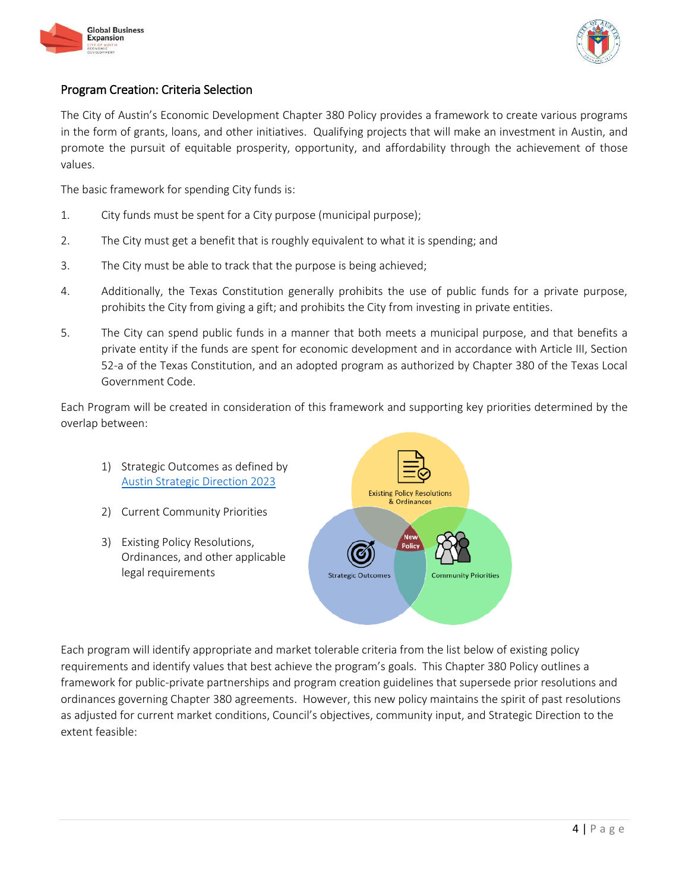## Program Creation: Criteria Selection

The City of Austin's Economic Development Chapter 380 Policy provides a framework to create various programs in the form of grants, loans, and other initiatives. Qualifying projects that will make an investment in Austin, and promote the pursuit of equitable prosperity, opportunity, and affordability through the achievement of those values.

The basic framework for spending City funds is:

1. City funds must be spent for a City purpose (municipal purpose);
2. The City must get a benefit that is roughly equivalent to what it is spending; and
3. The City must be able to track that the purpose is being achieved;
4. Additionally, the Texas Constitution generally prohibits the use of public funds for a private purpose, prohibits the City from giving a gift; and prohibits the City from investing in private entities.
5. The City can spend public funds in a manner that both meets a municipal purpose, and that benefits a private entity if the funds are spent for economic development and in accordance with Article III, Section 52-a of the Texas Constitution, and an adopted program as authorized by Chapter 380 of the Texas Local Government Code.

Each Program will be created in consideration of this framework and supporting key priorities determined by the overlap between:

1) Strategic Outcomes as defined by [Austin Strategic Direction 2023]
2) Current Community Priorities
3) Existing Policy Resolutions, Ordinances, and other applicable legal requirements

Existing Policy Resolutions & Ordinances

Strategic Outcomes

Community Priorities

New Policy

Each program will identify appropriate and market tolerable criteria from the list below of existing policy requirements and identify values that best achieve the program's goals. This Chapter 380 Policy outlines a framework for public-private partnerships and program creation guidelines that supersede prior resolutions and ordinances governing Chapter 380 agreements. However, this new policy maintains the spirit of past resolutions as adjusted for current market conditions, Council's objectives, community input, and Strategic Direction to the extent feasible: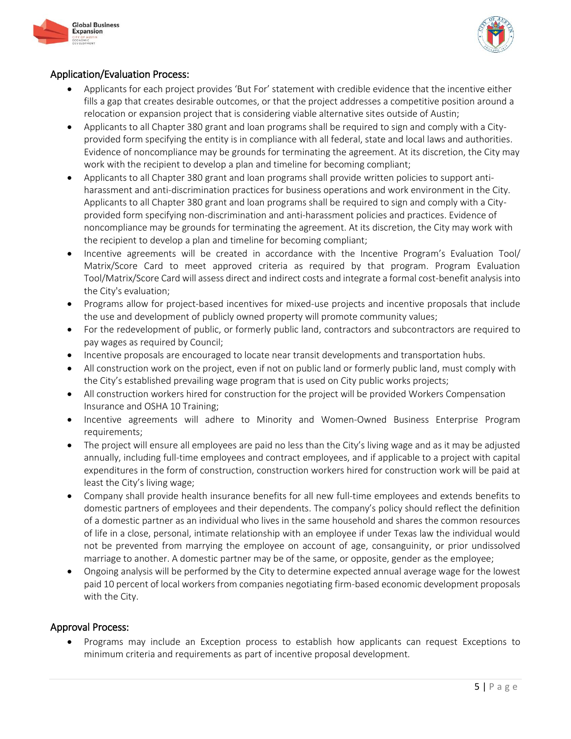## Application/Evaluation Process:

- Applicants for each project provides 'But For' statement with credible evidence that the incentive either fills a gap that creates desirable outcomes, or that the project addresses a competitive position around a relocation or expansion project that is considering viable alternative sites outside of Austin;
- Applicants to all Chapter 380 grant and loan programs shall be required to sign and comply with a City-provided form specifying the entity is in compliance with all federal, state and local laws and authorities. Evidence of noncompliance may be grounds for terminating the agreement. At its discretion, the City may work with the recipient to develop a plan and timeline for becoming compliant;
- Applicants to all Chapter 380 grant and loan programs shall provide written policies to support anti-harassment and anti-discrimination practices for business operations and work environment in the City. Applicants to all Chapter 380 grant and loan programs shall be required to sign and comply with a City-provided form specifying non-discrimination and anti-harassment policies and practices. Evidence of noncompliance may be grounds for terminating the agreement. At its discretion, the City may work with the recipient to develop a plan and timeline for becoming compliant;
- Incentive agreements will be created in accordance with the Incentive Program's Evaluation Tool/ Matrix/Score Card to meet approved criteria as required by that program. Program Evaluation Tool/Matrix/Score Card will assess direct and indirect costs and integrate a formal cost-benefit analysis into the City's evaluation;
- Programs allow for project-based incentives for mixed-use projects and incentive proposals that include the use and development of publicly owned property will promote community values;
- For the redevelopment of public, or formerly public land, contractors and subcontractors are required to pay wages as required by Council;
- Incentive proposals are encouraged to locate near transit developments and transportation hubs.
- All construction work on the project, even if not on public land or formerly public land, must comply with the City's established prevailing wage program that is used on City public works projects;
- All construction workers hired for construction for the project will be provided Workers Compensation Insurance and OSHA 10 Training;
- Incentive agreements will adhere to Minority and Women-Owned Business Enterprise Program requirements;
- The project will ensure all employees are paid no less than the City's living wage and as it may be adjusted annually, including full-time employees and contract employees, and if applicable to a project with capital expenditures in the form of construction, construction workers hired for construction work will be paid at least the City's living wage;
- Company shall provide health insurance benefits for all new full-time employees and extends benefits to domestic partners of employees and their dependents. The company's policy should reflect the definition of a domestic partner as an individual who lives in the same household and shares the common resources of life in a close, personal, intimate relationship with an employee if under Texas law the individual would not be prevented from marrying the employee on account of age, consanguinity, or prior undissolved marriage to another. A domestic partner may be of the same, or opposite, gender as the employee;
- Ongoing analysis will be performed by the City to determine expected annual average wage for the lowest paid 10 percent of local workers from companies negotiating firm-based economic development proposals with the City.

## Approval Process:

- Programs may include an Exception process to establish how applicants can request Exceptions to minimum criteria and requirements as part of incentive proposal development.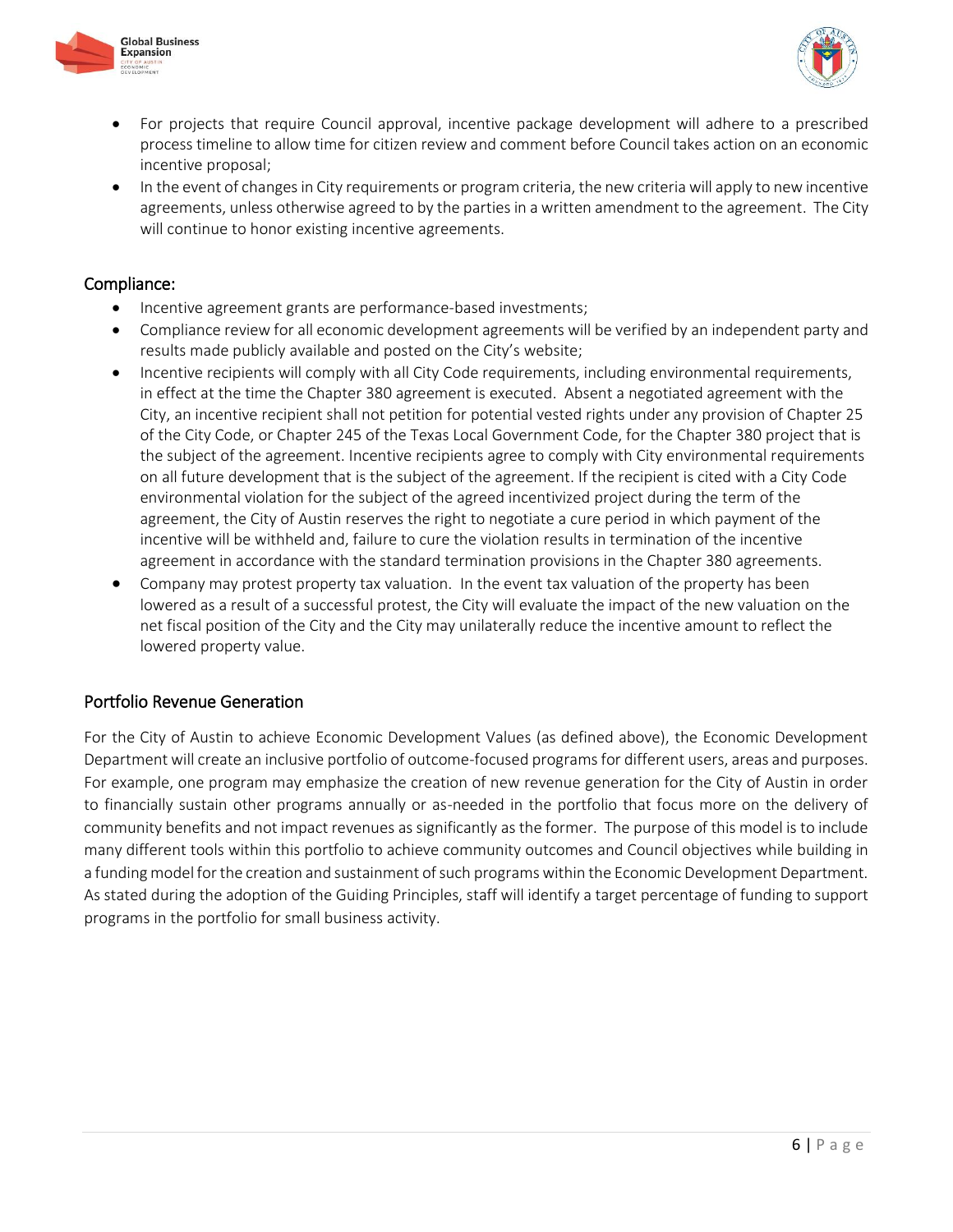- For projects that require Council approval, incentive package development will adhere to a prescribed process timeline to allow time for citizen review and comment before Council takes action on an economic incentive proposal;
- In the event of changes in City requirements or program criteria, the new criteria will apply to new incentive agreements, unless otherwise agreed to by the parties in a written amendment to the agreement. The City will continue to honor existing incentive agreements.

## Compliance:

- Incentive agreement grants are performance-based investments;
- Compliance review for all economic development agreements will be verified by an independent party and results made publicly available and posted on the City's website;
- Incentive recipients will comply with all City Code requirements, including environmental requirements, in effect at the time the Chapter 380 agreement is executed. Absent a negotiated agreement with the City, an incentive recipient shall not petition for potential vested rights under any provision of Chapter 25 of the City Code, or Chapter 245 of the Texas Local Government Code, for the Chapter 380 project that is the subject of the agreement. Incentive recipients agree to comply with City environmental requirements on all future development that is the subject of the agreement. If the recipient is cited with a City Code environmental violation for the subject of the agreed incentivized project during the term of the agreement, the City of Austin reserves the right to negotiate a cure period in which payment of the incentive will be withheld and, failure to cure the violation results in termination of the incentive agreement in accordance with the standard termination provisions in the Chapter 380 agreements.
- Company may protest property tax valuation. In the event tax valuation of the property has been lowered as a result of a successful protest, the City will evaluate the impact of the new valuation on the net fiscal position of the City and the City may unilaterally reduce the incentive amount to reflect the lowered property value.

## Portfolio Revenue Generation

For the City of Austin to achieve Economic Development Values (as defined above), the Economic Development Department will create an inclusive portfolio of outcome-focused programs for different users, areas and purposes. For example, one program may emphasize the creation of new revenue generation for the City of Austin in order to financially sustain other programs annually or as-needed in the portfolio that focus more on the delivery of community benefits and not impact revenues as significantly as the former. The purpose of this model is to include many different tools within this portfolio to achieve community outcomes and Council objectives while building in a funding model for the creation and sustainment of such programs within the Economic Development Department. As stated during the adoption of the Guiding Principles, staff will identify a target percentage of funding to support programs in the portfolio for small business activity.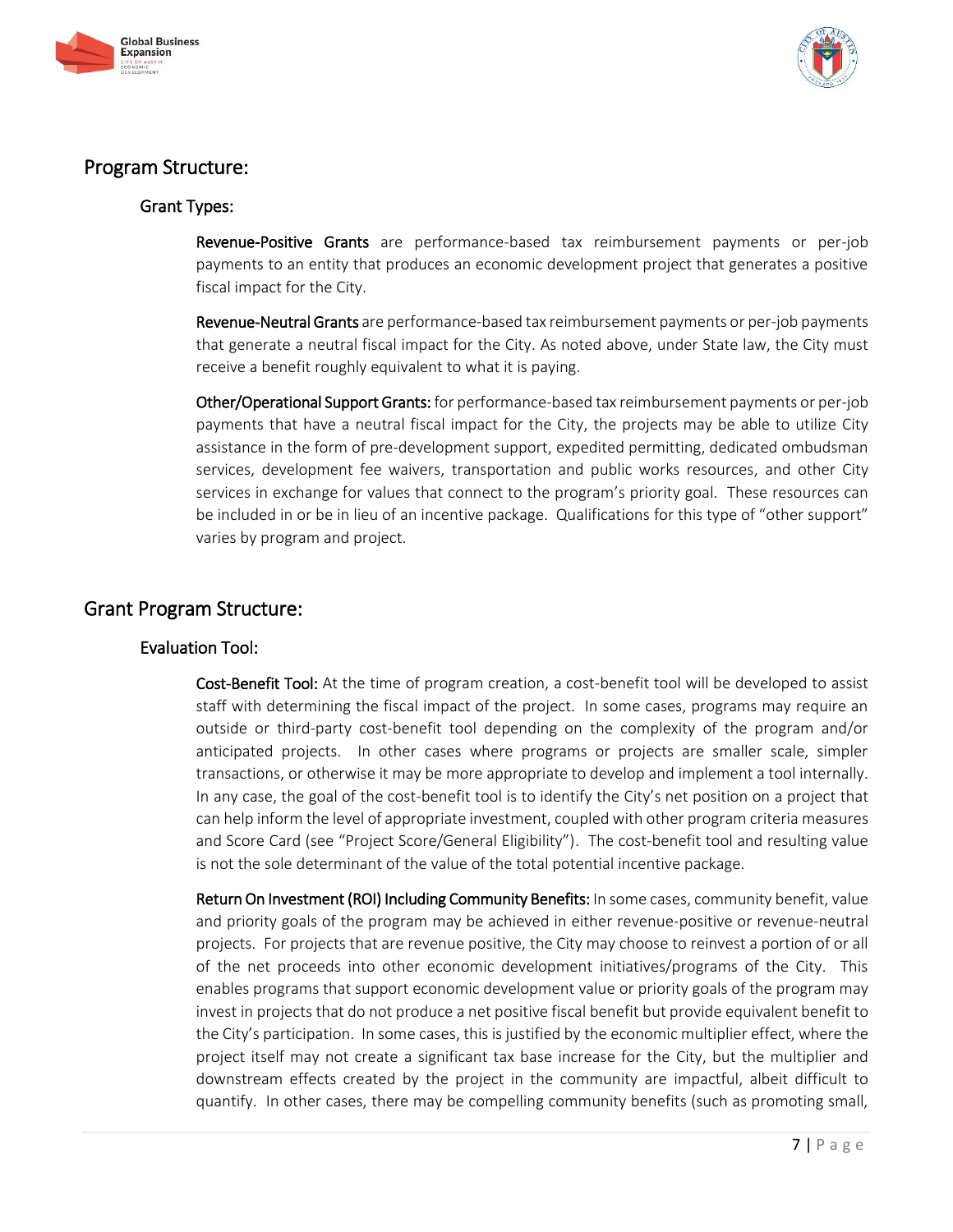## Program Structure:

### Grant Types:

**Revenue-Positive Grants** are performance-based tax reimbursement payments or per-job payments to an entity that produces an economic development project that generates a positive fiscal impact for the City.

**Revenue-Neutral Grants** are performance-based tax reimbursement payments or per-job payments that generate a neutral fiscal impact for the City. As noted above, under State law, the City must receive a benefit roughly equivalent to what it is paying.

**Other/Operational Support Grants:** for performance-based tax reimbursement payments or per-job payments that have a neutral fiscal impact for the City, the projects may be able to utilize City assistance in the form of pre-development support, expedited permitting, dedicated ombudsman services, development fee waivers, transportation and public works resources, and other City services in exchange for values that connect to the program's priority goal. These resources can be included in or be in lieu of an incentive package. Qualifications for this type of "other support" varies by program and project.

## Grant Program Structure:

### Evaluation Tool:

**Cost-Benefit Tool:** At the time of program creation, a cost-benefit tool will be developed to assist staff with determining the fiscal impact of the project. In some cases, programs may require an outside or third-party cost-benefit tool depending on the complexity of the program and/or anticipated projects. In other cases where programs or projects are smaller scale, simpler transactions, or otherwise it may be more appropriate to develop and implement a tool internally. In any case, the goal of the cost-benefit tool is to identify the City's net position on a project that can help inform the level of appropriate investment, coupled with other program criteria measures and Score Card (see "Project Score/General Eligibility"). The cost-benefit tool and resulting value is not the sole determinant of the value of the total potential incentive package.

**Return On Investment (ROI) Including Community Benefits:** In some cases, community benefit, value and priority goals of the program may be achieved in either revenue-positive or revenue-neutral projects. For projects that are revenue positive, the City may choose to reinvest a portion of or all of the net proceeds into other economic development initiatives/programs of the City. This enables programs that support economic development value or priority goals of the program may invest in projects that do not produce a net positive fiscal benefit but provide equivalent benefit to the City's participation. In some cases, this is justified by the economic multiplier effect, where the project itself may not create a significant tax base increase for the City, but the multiplier and downstream effects created by the project in the community are impactful, albeit difficult to quantify. In other cases, there may be compelling community benefits (such as promoting small,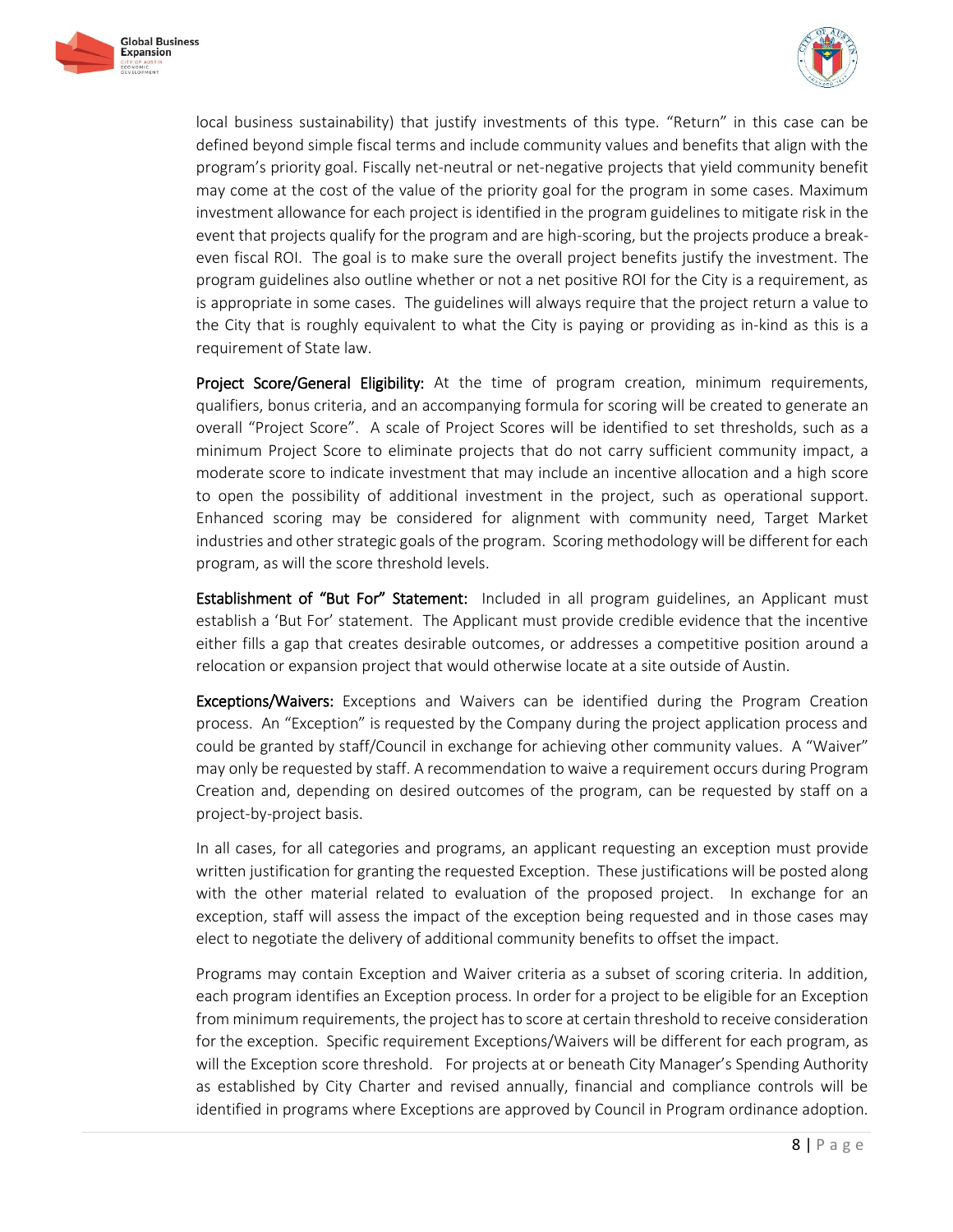local business sustainability) that justify investments of this type. “Return” in this case can be defined beyond simple fiscal terms and include community values and benefits that align with the program’s priority goal. Fiscally net-neutral or net-negative projects that yield community benefit may come at the cost of the value of the priority goal for the program in some cases. Maximum investment allowance for each project is identified in the program guidelines to mitigate risk in the event that projects qualify for the program and are high-scoring, but the projects produce a break-even fiscal ROI. The goal is to make sure the overall project benefits justify the investment. The program guidelines also outline whether or not a net positive ROI for the City is a requirement, as is appropriate in some cases. The guidelines will always require that the project return a value to the City that is roughly equivalent to what the City is paying or providing as in-kind as this is a requirement of State law.

**Project Score/General Eligibility:** At the time of program creation, minimum requirements, qualifiers, bonus criteria, and an accompanying formula for scoring will be created to generate an overall “Project Score”. A scale of Project Scores will be identified to set thresholds, such as a minimum Project Score to eliminate projects that do not carry sufficient community impact, a moderate score to indicate investment that may include an incentive allocation and a high score to open the possibility of additional investment in the project, such as operational support. Enhanced scoring may be considered for alignment with community need, Target Market industries and other strategic goals of the program. Scoring methodology will be different for each program, as will the score threshold levels.

**Establishment of “But For” Statement:** Included in all program guidelines, an Applicant must establish a ‘But For’ statement. The Applicant must provide credible evidence that the incentive either fills a gap that creates desirable outcomes, or addresses a competitive position around a relocation or expansion project that would otherwise locate at a site outside of Austin.

**Exceptions/Waivers:** Exceptions and Waivers can be identified during the Program Creation process. An “Exception” is requested by the Company during the project application process and could be granted by staff/Council in exchange for achieving other community values. A “Waiver” may only be requested by staff. A recommendation to waive a requirement occurs during Program Creation and, depending on desired outcomes of the program, can be requested by staff on a project-by-project basis.

In all cases, for all categories and programs, an applicant requesting an exception must provide written justification for granting the requested Exception. These justifications will be posted along with the other material related to evaluation of the proposed project. In exchange for an exception, staff will assess the impact of the exception being requested and in those cases may elect to negotiate the delivery of additional community benefits to offset the impact.

Programs may contain Exception and Waiver criteria as a subset of scoring criteria. In addition, each program identifies an Exception process. In order for a project to be eligible for an Exception from minimum requirements, the project has to score at certain threshold to receive consideration for the exception. Specific requirement Exceptions/Waivers will be different for each program, as will the Exception score threshold. For projects at or beneath City Manager’s Spending Authority as established by City Charter and revised annually, financial and compliance controls will be identified in programs where Exceptions are approved by Council in Program ordinance adoption.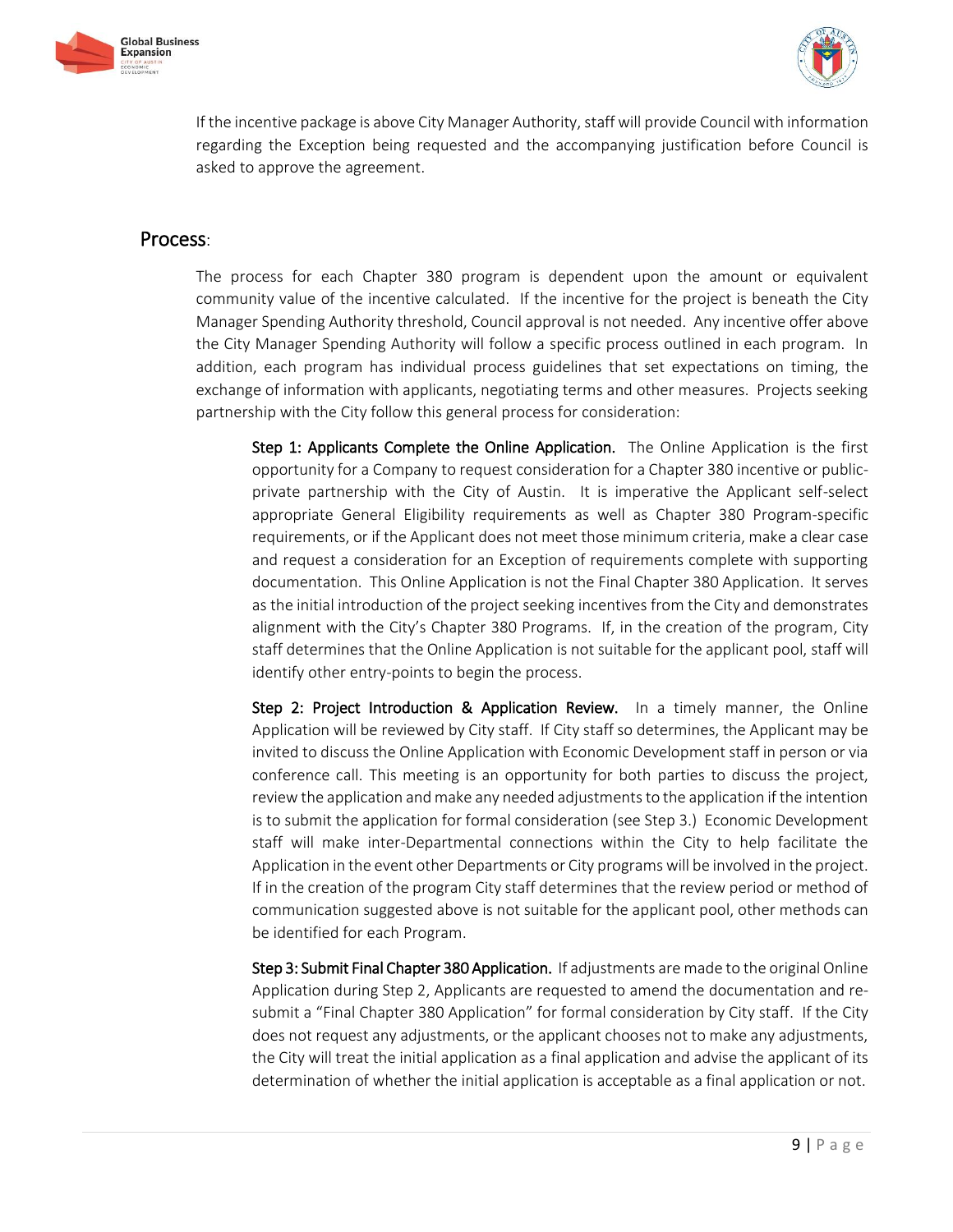If the incentive package is above City Manager Authority, staff will provide Council with information regarding the Exception being requested and the accompanying justification before Council is asked to approve the agreement.

## Process:

The process for each Chapter 380 program is dependent upon the amount or equivalent community value of the incentive calculated. If the incentive for the project is beneath the City Manager Spending Authority threshold, Council approval is not needed. Any incentive offer above the City Manager Spending Authority will follow a specific process outlined in each program. In addition, each program has individual process guidelines that set expectations on timing, the exchange of information with applicants, negotiating terms and other measures. Projects seeking partnership with the City follow this general process for consideration:

**Step 1: Applicants Complete the Online Application.** The Online Application is the first opportunity for a Company to request consideration for a Chapter 380 incentive or public-private partnership with the City of Austin. It is imperative the Applicant self-select appropriate General Eligibility requirements as well as Chapter 380 Program-specific requirements, or if the Applicant does not meet those minimum criteria, make a clear case and request a consideration for an Exception of requirements complete with supporting documentation. This Online Application is not the Final Chapter 380 Application. It serves as the initial introduction of the project seeking incentives from the City and demonstrates alignment with the City's Chapter 380 Programs. If, in the creation of the program, City staff determines that the Online Application is not suitable for the applicant pool, staff will identify other entry-points to begin the process.

**Step 2: Project Introduction & Application Review.** In a timely manner, the Online Application will be reviewed by City staff. If City staff so determines, the Applicant may be invited to discuss the Online Application with Economic Development staff in person or via conference call. This meeting is an opportunity for both parties to discuss the project, review the application and make any needed adjustments to the application if the intention is to submit the application for formal consideration (see Step 3.) Economic Development staff will make inter-Departmental connections within the City to help facilitate the Application in the event other Departments or City programs will be involved in the project. If in the creation of the program City staff determines that the review period or method of communication suggested above is not suitable for the applicant pool, other methods can be identified for each Program.

**Step 3: Submit Final Chapter 380 Application.** If adjustments are made to the original Online Application during Step 2, Applicants are requested to amend the documentation and re-submit a "Final Chapter 380 Application" for formal consideration by City staff. If the City does not request any adjustments, or the applicant chooses not to make any adjustments, the City will treat the initial application as a final application and advise the applicant of its determination of whether the initial application is acceptable as a final application or not.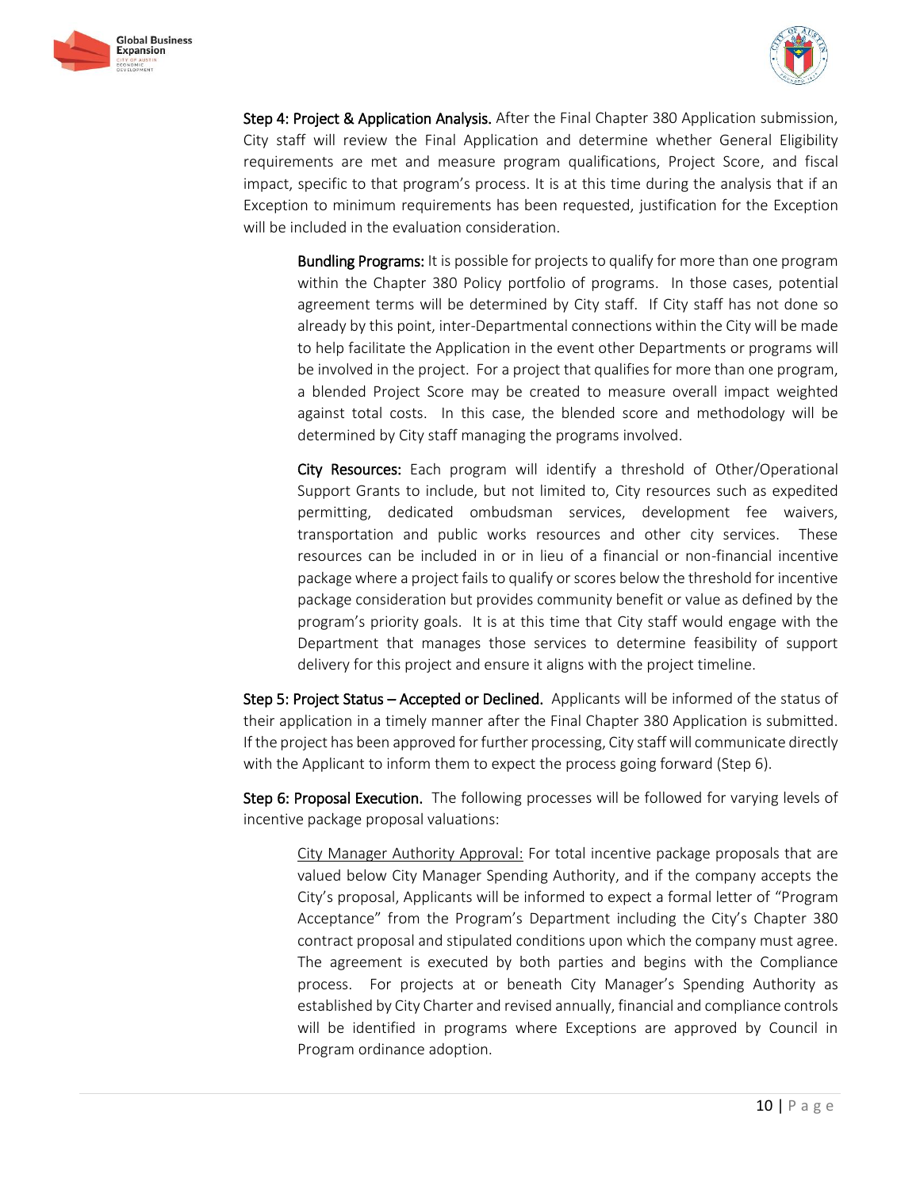**Step 4: Project & Application Analysis.** After the Final Chapter 380 Application submission, City staff will review the Final Application and determine whether General Eligibility requirements are met and measure program qualifications, Project Score, and fiscal impact, specific to that program's process. It is at this time during the analysis that if an Exception to minimum requirements has been requested, justification for the Exception will be included in the evaluation consideration.

> **Bundling Programs:** It is possible for projects to qualify for more than one program within the Chapter 380 Policy portfolio of programs. In those cases, potential agreement terms will be determined by City staff. If City staff has not done so already by this point, inter-Departmental connections within the City will be made to help facilitate the Application in the event other Departments or programs will be involved in the project. For a project that qualifies for more than one program, a blended Project Score may be created to measure overall impact weighted against total costs. In this case, the blended score and methodology will be determined by City staff managing the programs involved.
>
> **City Resources:** Each program will identify a threshold of Other/Operational Support Grants to include, but not limited to, City resources such as expedited permitting, dedicated ombudsman services, development fee waivers, transportation and public works resources and other city services. These resources can be included in or in lieu of a financial or non-financial incentive package where a project fails to qualify or scores below the threshold for incentive package consideration but provides community benefit or value as defined by the program's priority goals. It is at this time that City staff would engage with the Department that manages those services to determine feasibility of support delivery for this project and ensure it aligns with the project timeline.

**Step 5: Project Status – Accepted or Declined.** Applicants will be informed of the status of their application in a timely manner after the Final Chapter 380 Application is submitted. If the project has been approved for further processing, City staff will communicate directly with the Applicant to inform them to expect the process going forward (Step 6).

**Step 6: Proposal Execution.** The following processes will be followed for varying levels of incentive package proposal valuations:

> <u>City Manager Authority Approval:</u> For total incentive package proposals that are valued below City Manager Spending Authority, and if the company accepts the City's proposal, Applicants will be informed to expect a formal letter of "Program Acceptance" from the Program's Department including the City's Chapter 380 contract proposal and stipulated conditions upon which the company must agree. The agreement is executed by both parties and begins with the Compliance process. For projects at or beneath City Manager's Spending Authority as established by City Charter and revised annually, financial and compliance controls will be identified in programs where Exceptions are approved by Council in Program ordinance adoption.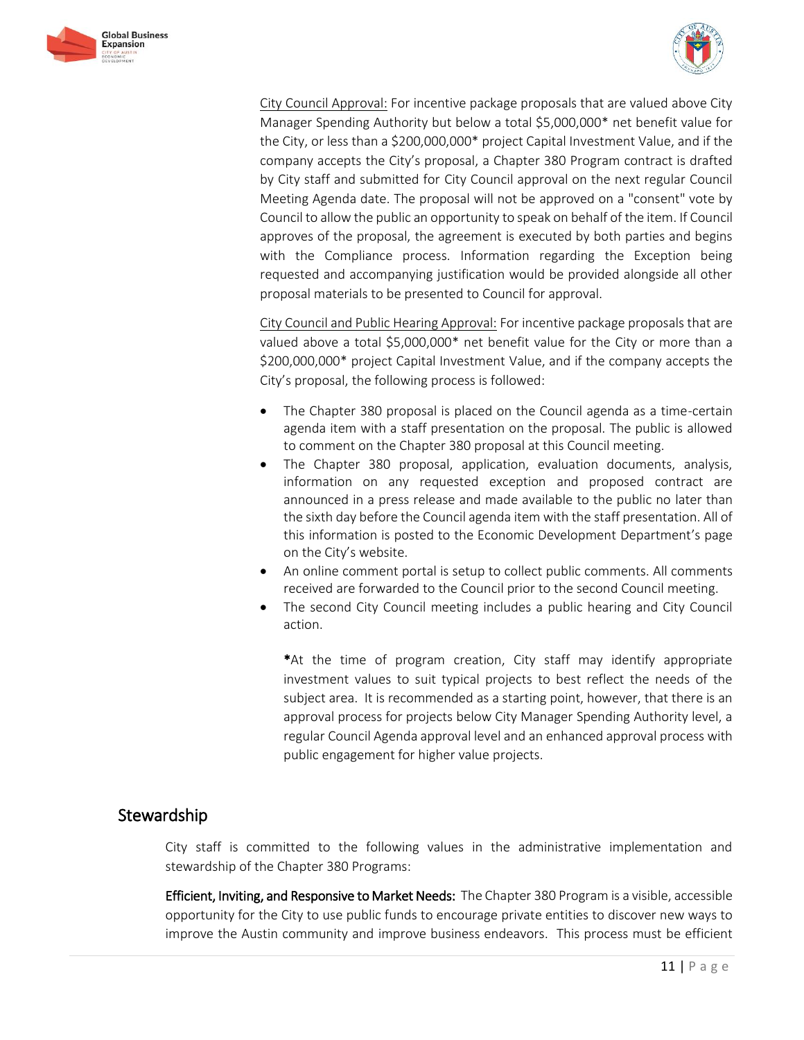City Council Approval: For incentive package proposals that are valued above City Manager Spending Authority but below a total $5,000,000* net benefit value for the City, or less than a $200,000,000* project Capital Investment Value, and if the company accepts the City's proposal, a Chapter 380 Program contract is drafted by City staff and submitted for City Council approval on the next regular Council Meeting Agenda date. The proposal will not be approved on a "consent" vote by Council to allow the public an opportunity to speak on behalf of the item. If Council approves of the proposal, the agreement is executed by both parties and begins with the Compliance process. Information regarding the Exception being requested and accompanying justification would be provided alongside all other proposal materials to be presented to Council for approval.

City Council and Public Hearing Approval: For incentive package proposals that are valued above a total $5,000,000* net benefit value for the City or more than a $200,000,000* project Capital Investment Value, and if the company accepts the City's proposal, the following process is followed:

- The Chapter 380 proposal is placed on the Council agenda as a time-certain agenda item with a staff presentation on the proposal. The public is allowed to comment on the Chapter 380 proposal at this Council meeting.
- The Chapter 380 proposal, application, evaluation documents, analysis, information on any requested exception and proposed contract are announced in a press release and made available to the public no later than the sixth day before the Council agenda item with the staff presentation. All of this information is posted to the Economic Development Department's page on the City's website.
- An online comment portal is setup to collect public comments. All comments received are forwarded to the Council prior to the second Council meeting.
- The second City Council meeting includes a public hearing and City Council action.

*At the time of program creation, City staff may identify appropriate investment values to suit typical projects to best reflect the needs of the subject area. It is recommended as a starting point, however, that there is an approval process for projects below City Manager Spending Authority level, a regular Council Agenda approval level and an enhanced approval process with public engagement for higher value projects.

## Stewardship

City staff is committed to the following values in the administrative implementation and stewardship of the Chapter 380 Programs:

**Efficient, Inviting, and Responsive to Market Needs:** The Chapter 380 Program is a visible, accessible opportunity for the City to use public funds to encourage private entities to discover new ways to improve the Austin community and improve business endeavors. This process must be efficient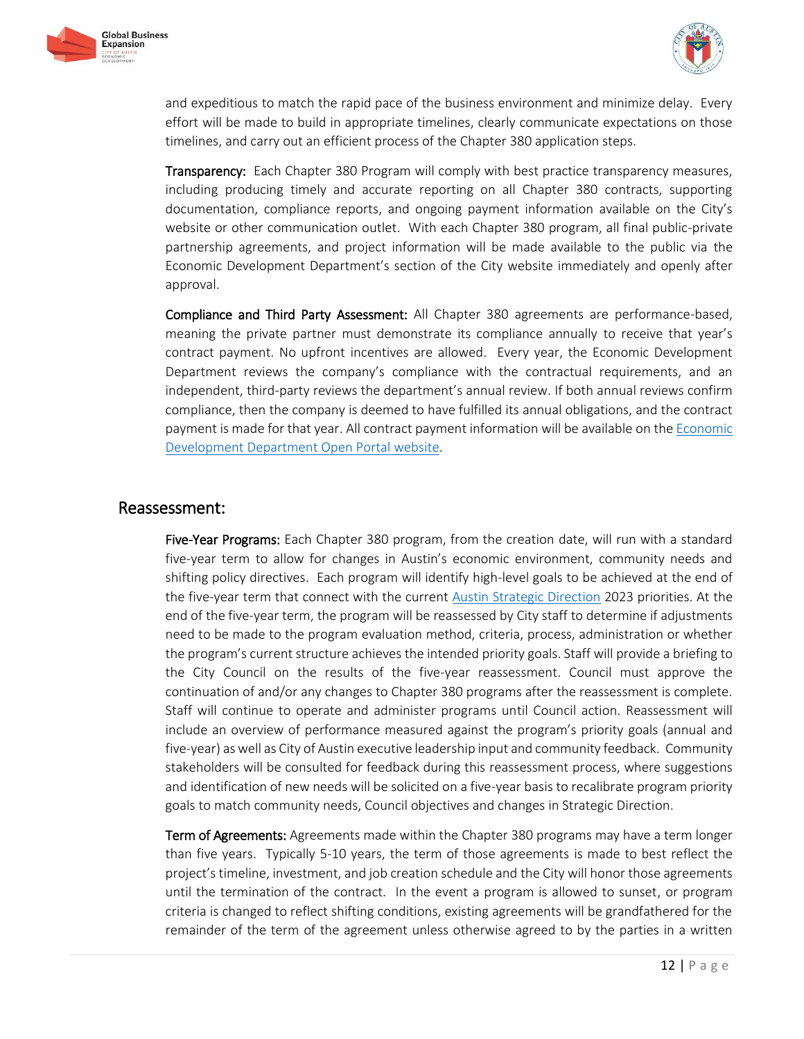and expeditious to match the rapid pace of the business environment and minimize delay. Every effort will be made to build in appropriate timelines, clearly communicate expectations on those timelines, and carry out an efficient process of the Chapter 380 application steps.

**Transparency:** Each Chapter 380 Program will comply with best practice transparency measures, including producing timely and accurate reporting on all Chapter 380 contracts, supporting documentation, compliance reports, and ongoing payment information available on the City's website or other communication outlet. With each Chapter 380 program, all final public-private partnership agreements, and project information will be made available to the public via the Economic Development Department's section of the City website immediately and openly after approval.

**Compliance and Third Party Assessment:** All Chapter 380 agreements are performance-based, meaning the private partner must demonstrate its compliance annually to receive that year's contract payment. No upfront incentives are allowed. Every year, the Economic Development Department reviews the company's compliance with the contractual requirements, and an independent, third-party reviews the department's annual review. If both annual reviews confirm compliance, then the company is deemed to have fulfilled its annual obligations, and the contract payment is made for that year. All contract payment information will be available on the Economic Development Department Open Portal website.

## Reassessment:

**Five-Year Programs:** Each Chapter 380 program, from the creation date, will run with a standard five-year term to allow for changes in Austin's economic environment, community needs and shifting policy directives. Each program will identify high-level goals to be achieved at the end of the five-year term that connect with the current Austin Strategic Direction 2023 priorities. At the end of the five-year term, the program will be reassessed by City staff to determine if adjustments need to be made to the program evaluation method, criteria, process, administration or whether the program's current structure achieves the intended priority goals. Staff will provide a briefing to the City Council on the results of the five-year reassessment. Council must approve the continuation of and/or any changes to Chapter 380 programs after the reassessment is complete. Staff will continue to operate and administer programs until Council action. Reassessment will include an overview of performance measured against the program's priority goals (annual and five-year) as well as City of Austin executive leadership input and community feedback. Community stakeholders will be consulted for feedback during this reassessment process, where suggestions and identification of new needs will be solicited on a five-year basis to recalibrate program priority goals to match community needs, Council objectives and changes in Strategic Direction.

**Term of Agreements:** Agreements made within the Chapter 380 programs may have a term longer than five years. Typically 5-10 years, the term of those agreements is made to best reflect the project's timeline, investment, and job creation schedule and the City will honor those agreements until the termination of the contract. In the event a program is allowed to sunset, or program criteria is changed to reflect shifting conditions, existing agreements will be grandfathered for the remainder of the term of the agreement unless otherwise agreed to by the parties in a written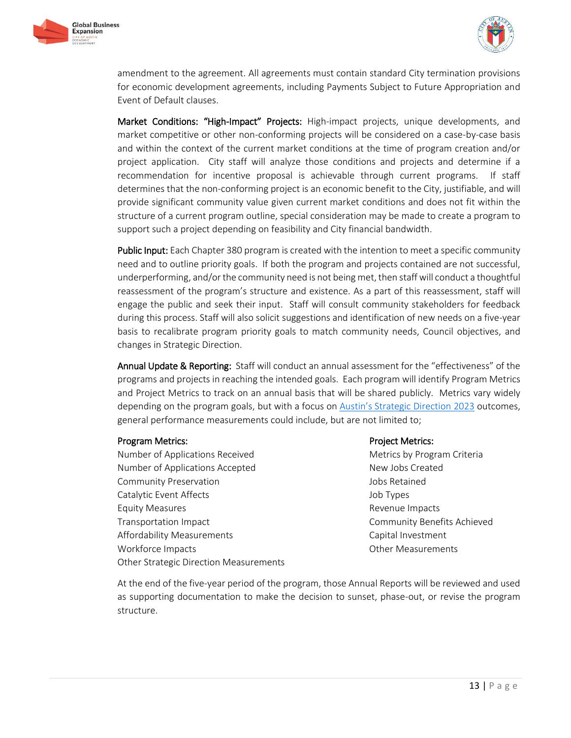amendment to the agreement. All agreements must contain standard City termination provisions for economic development agreements, including Payments Subject to Future Appropriation and Event of Default clauses.

**Market Conditions: "High-Impact" Projects:** High-impact projects, unique developments, and market competitive or other non-conforming projects will be considered on a case-by-case basis and within the context of the current market conditions at the time of program creation and/or project application. City staff will analyze those conditions and projects and determine if a recommendation for incentive proposal is achievable through current programs. If staff determines that the non-conforming project is an economic benefit to the City, justifiable, and will provide significant community value given current market conditions and does not fit within the structure of a current program outline, special consideration may be made to create a program to support such a project depending on feasibility and City financial bandwidth.

**Public Input:** Each Chapter 380 program is created with the intention to meet a specific community need and to outline priority goals. If both the program and projects contained are not successful, underperforming, and/or the community need is not being met, then staff will conduct a thoughtful reassessment of the program's structure and existence. As a part of this reassessment, staff will engage the public and seek their input. Staff will consult community stakeholders for feedback during this process. Staff will also solicit suggestions and identification of new needs on a five-year basis to recalibrate program priority goals to match community needs, Council objectives, and changes in Strategic Direction.

**Annual Update & Reporting:** Staff will conduct an annual assessment for the "effectiveness" of the programs and projects in reaching the intended goals. Each program will identify Program Metrics and Project Metrics to track on an annual basis that will be shared publicly. Metrics vary widely depending on the program goals, but with a focus on [Austin's Strategic Direction 2023] outcomes, general performance measurements could include, but are not limited to;

Program Metrics:

- Number of Applications Received
- Number of Applications Accepted
- Community Preservation
- Catalytic Event Affects
- Equity Measures
- Transportation Impact
- Affordability Measurements
- Workforce Impacts
- Other Strategic Direction Measurements

Project Metrics:

- Metrics by Program Criteria
- New Jobs Created
- Jobs Retained
- Job Types
- Revenue Impacts
- Community Benefits Achieved
- Capital Investment
- Other Measurements

At the end of the five-year period of the program, those Annual Reports will be reviewed and used as supporting documentation to make the decision to sunset, phase-out, or revise the program structure.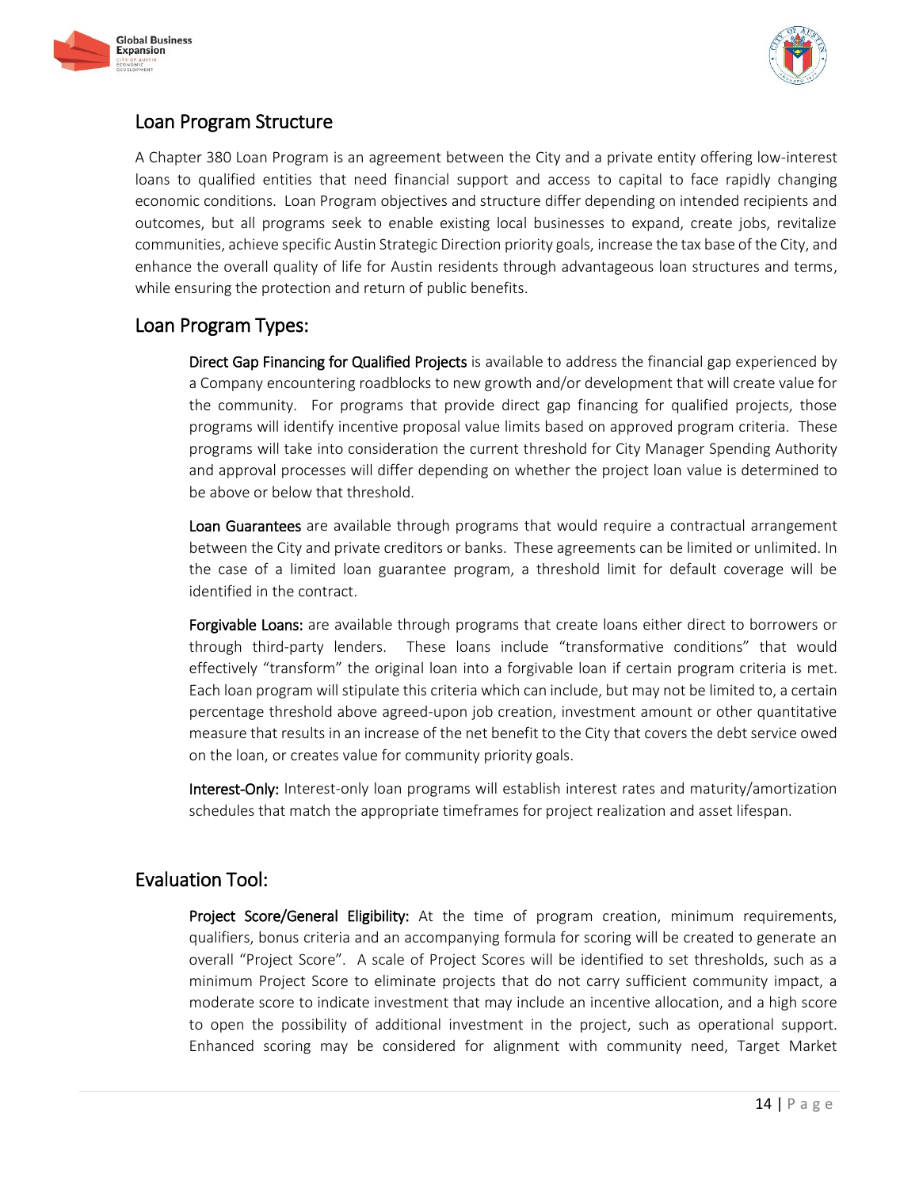## Loan Program Structure

A Chapter 380 Loan Program is an agreement between the City and a private entity offering low-interest loans to qualified entities that need financial support and access to capital to face rapidly changing economic conditions. Loan Program objectives and structure differ depending on intended recipients and outcomes, but all programs seek to enable existing local businesses to expand, create jobs, revitalize communities, achieve specific Austin Strategic Direction priority goals, increase the tax base of the City, and enhance the overall quality of life for Austin residents through advantageous loan structures and terms, while ensuring the protection and return of public benefits.

## Loan Program Types:

**Direct Gap Financing for Qualified Projects** is available to address the financial gap experienced by a Company encountering roadblocks to new growth and/or development that will create value for the community. For programs that provide direct gap financing for qualified projects, those programs will identify incentive proposal value limits based on approved program criteria. These programs will take into consideration the current threshold for City Manager Spending Authority and approval processes will differ depending on whether the project loan value is determined to be above or below that threshold.

**Loan Guarantees** are available through programs that would require a contractual arrangement between the City and private creditors or banks. These agreements can be limited or unlimited. In the case of a limited loan guarantee program, a threshold limit for default coverage will be identified in the contract.

**Forgivable Loans:** are available through programs that create loans either direct to borrowers or through third-party lenders. These loans include "transformative conditions" that would effectively "transform" the original loan into a forgivable loan if certain program criteria is met. Each loan program will stipulate this criteria which can include, but may not be limited to, a certain percentage threshold above agreed-upon job creation, investment amount or other quantitative measure that results in an increase of the net benefit to the City that covers the debt service owed on the loan, or creates value for community priority goals.

**Interest-Only:** Interest-only loan programs will establish interest rates and maturity/amortization schedules that match the appropriate timeframes for project realization and asset lifespan.

## Evaluation Tool:

**Project Score/General Eligibility:** At the time of program creation, minimum requirements, qualifiers, bonus criteria and an accompanying formula for scoring will be created to generate an overall "Project Score". A scale of Project Scores will be identified to set thresholds, such as a minimum Project Score to eliminate projects that do not carry sufficient community impact, a moderate score to indicate investment that may include an incentive allocation, and a high score to open the possibility of additional investment in the project, such as operational support. Enhanced scoring may be considered for alignment with community need, Target Market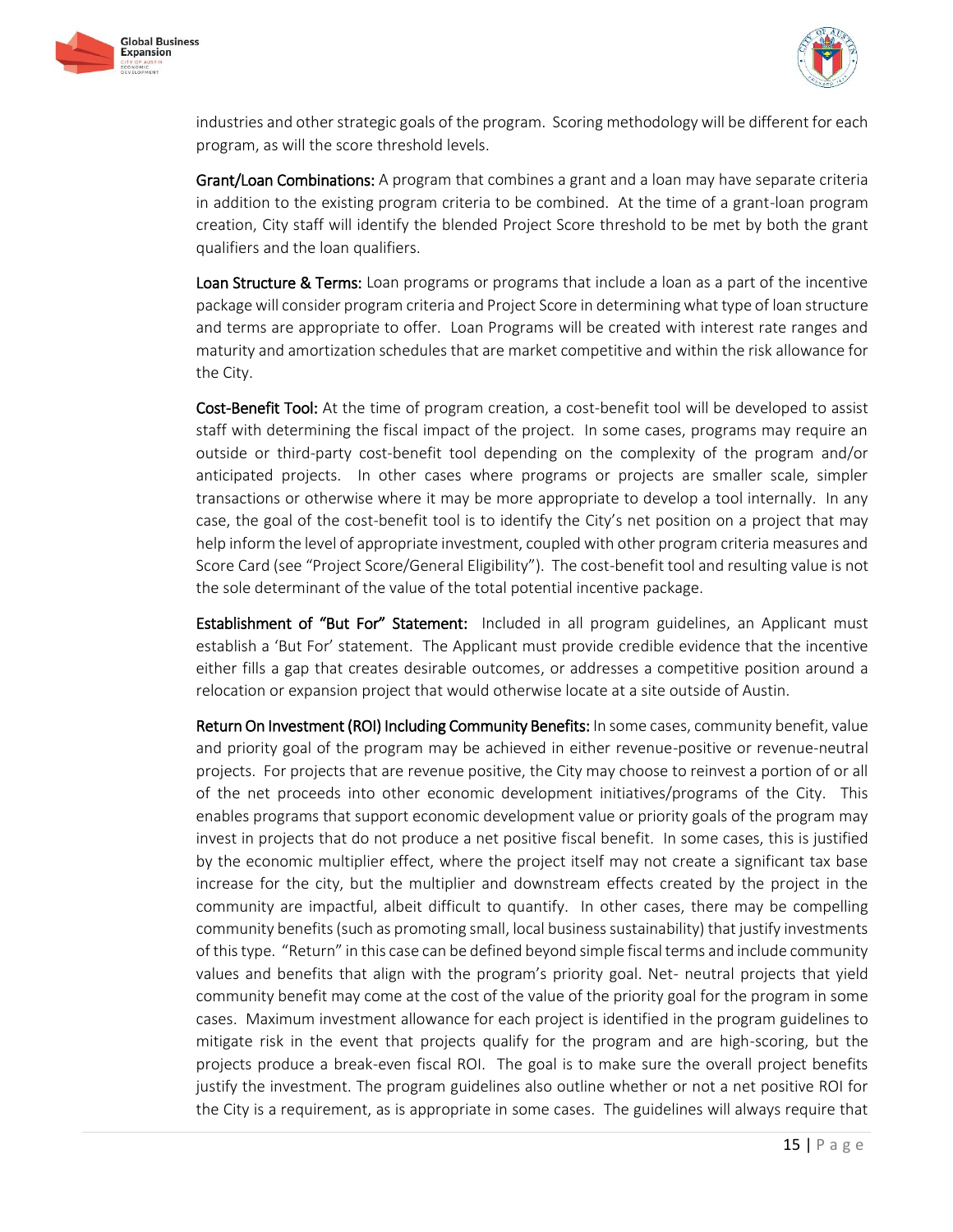industries and other strategic goals of the program. Scoring methodology will be different for each program, as will the score threshold levels.

**Grant/Loan Combinations:** A program that combines a grant and a loan may have separate criteria in addition to the existing program criteria to be combined. At the time of a grant-loan program creation, City staff will identify the blended Project Score threshold to be met by both the grant qualifiers and the loan qualifiers.

**Loan Structure & Terms:** Loan programs or programs that include a loan as a part of the incentive package will consider program criteria and Project Score in determining what type of loan structure and terms are appropriate to offer. Loan Programs will be created with interest rate ranges and maturity and amortization schedules that are market competitive and within the risk allowance for the City.

**Cost-Benefit Tool:** At the time of program creation, a cost-benefit tool will be developed to assist staff with determining the fiscal impact of the project. In some cases, programs may require an outside or third-party cost-benefit tool depending on the complexity of the program and/or anticipated projects. In other cases where programs or projects are smaller scale, simpler transactions or otherwise where it may be more appropriate to develop a tool internally. In any case, the goal of the cost-benefit tool is to identify the City's net position on a project that may help inform the level of appropriate investment, coupled with other program criteria measures and Score Card (see "Project Score/General Eligibility"). The cost-benefit tool and resulting value is not the sole determinant of the value of the total potential incentive package.

**Establishment of "But For" Statement:** Included in all program guidelines, an Applicant must establish a 'But For' statement. The Applicant must provide credible evidence that the incentive either fills a gap that creates desirable outcomes, or addresses a competitive position around a relocation or expansion project that would otherwise locate at a site outside of Austin.

**Return On Investment (ROI) Including Community Benefits:** In some cases, community benefit, value and priority goal of the program may be achieved in either revenue-positive or revenue-neutral projects. For projects that are revenue positive, the City may choose to reinvest a portion of or all of the net proceeds into other economic development initiatives/programs of the City. This enables programs that support economic development value or priority goals of the program may invest in projects that do not produce a net positive fiscal benefit. In some cases, this is justified by the economic multiplier effect, where the project itself may not create a significant tax base increase for the city, but the multiplier and downstream effects created by the project in the community are impactful, albeit difficult to quantify. In other cases, there may be compelling community benefits (such as promoting small, local business sustainability) that justify investments of this type. "Return" in this case can be defined beyond simple fiscal terms and include community values and benefits that align with the program's priority goal. Net- neutral projects that yield community benefit may come at the cost of the value of the priority goal for the program in some cases. Maximum investment allowance for each project is identified in the program guidelines to mitigate risk in the event that projects qualify for the program and are high-scoring, but the projects produce a break-even fiscal ROI. The goal is to make sure the overall project benefits justify the investment. The program guidelines also outline whether or not a net positive ROI for the City is a requirement, as is appropriate in some cases. The guidelines will always require that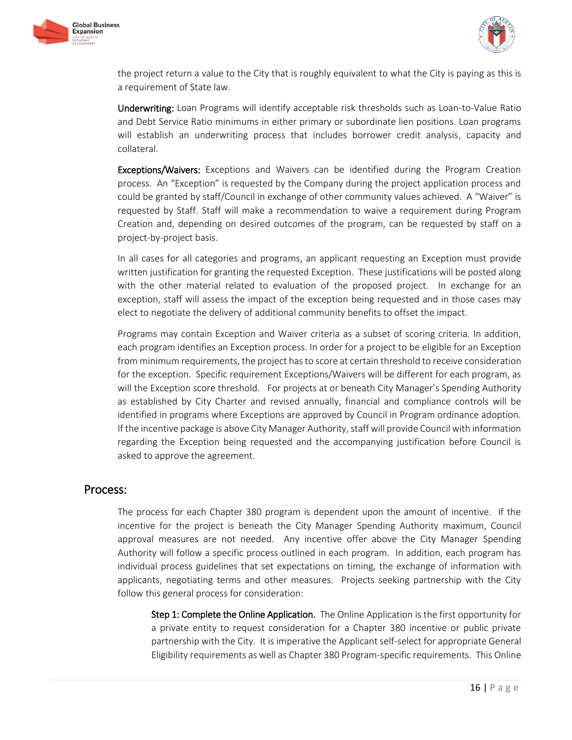the project return a value to the City that is roughly equivalent to what the City is paying as this is a requirement of State law.

**Underwriting:** Loan Programs will identify acceptable risk thresholds such as Loan-to-Value Ratio and Debt Service Ratio minimums in either primary or subordinate lien positions. Loan programs will establish an underwriting process that includes borrower credit analysis, capacity and collateral.

**Exceptions/Waivers:** Exceptions and Waivers can be identified during the Program Creation process. An "Exception" is requested by the Company during the project application process and could be granted by staff/Council in exchange of other community values achieved. A "Waiver" is requested by Staff. Staff will make a recommendation to waive a requirement during Program Creation and, depending on desired outcomes of the program, can be requested by staff on a project-by-project basis.

In all cases for all categories and programs, an applicant requesting an Exception must provide written justification for granting the requested Exception. These justifications will be posted along with the other material related to evaluation of the proposed project. In exchange for an exception, staff will assess the impact of the exception being requested and in those cases may elect to negotiate the delivery of additional community benefits to offset the impact.

Programs may contain Exception and Waiver criteria as a subset of scoring criteria. In addition, each program identifies an Exception process. In order for a project to be eligible for an Exception from minimum requirements, the project has to score at certain threshold to receive consideration for the exception. Specific requirement Exceptions/Waivers will be different for each program, as will the Exception score threshold. For projects at or beneath City Manager's Spending Authority as established by City Charter and revised annually, financial and compliance controls will be identified in programs where Exceptions are approved by Council in Program ordinance adoption. If the incentive package is above City Manager Authority, staff will provide Council with information regarding the Exception being requested and the accompanying justification before Council is asked to approve the agreement.

## Process:

The process for each Chapter 380 program is dependent upon the amount of incentive. If the incentive for the project is beneath the City Manager Spending Authority maximum, Council approval measures are not needed. Any incentive offer above the City Manager Spending Authority will follow a specific process outlined in each program. In addition, each program has individual process guidelines that set expectations on timing, the exchange of information with applicants, negotiating terms and other measures. Projects seeking partnership with the City follow this general process for consideration:

**Step 1: Complete the Online Application.** The Online Application is the first opportunity for a private entity to request consideration for a Chapter 380 incentive or public private partnership with the City. It is imperative the Applicant self-select for appropriate General Eligibility requirements as well as Chapter 380 Program-specific requirements. This Online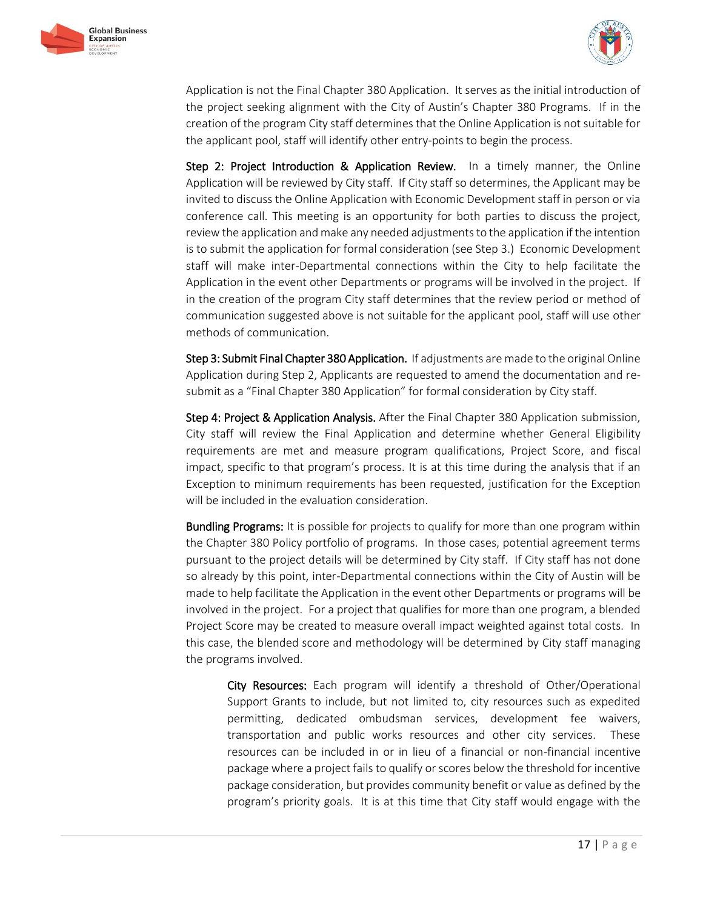Application is not the Final Chapter 380 Application. It serves as the initial introduction of the project seeking alignment with the City of Austin's Chapter 380 Programs. If in the creation of the program City staff determines that the Online Application is not suitable for the applicant pool, staff will identify other entry-points to begin the process.

**Step 2: Project Introduction & Application Review.** In a timely manner, the Online Application will be reviewed by City staff. If City staff so determines, the Applicant may be invited to discuss the Online Application with Economic Development staff in person or via conference call. This meeting is an opportunity for both parties to discuss the project, review the application and make any needed adjustments to the application if the intention is to submit the application for formal consideration (see Step 3.) Economic Development staff will make inter-Departmental connections within the City to help facilitate the Application in the event other Departments or programs will be involved in the project. If in the creation of the program City staff determines that the review period or method of communication suggested above is not suitable for the applicant pool, staff will use other methods of communication.

**Step 3: Submit Final Chapter 380 Application.** If adjustments are made to the original Online Application during Step 2, Applicants are requested to amend the documentation and re-submit as a "Final Chapter 380 Application" for formal consideration by City staff.

**Step 4: Project & Application Analysis.** After the Final Chapter 380 Application submission, City staff will review the Final Application and determine whether General Eligibility requirements are met and measure program qualifications, Project Score, and fiscal impact, specific to that program's process. It is at this time during the analysis that if an Exception to minimum requirements has been requested, justification for the Exception will be included in the evaluation consideration.

**Bundling Programs:** It is possible for projects to qualify for more than one program within the Chapter 380 Policy portfolio of programs. In those cases, potential agreement terms pursuant to the project details will be determined by City staff. If City staff has not done so already by this point, inter-Departmental connections within the City of Austin will be made to help facilitate the Application in the event other Departments or programs will be involved in the project. For a project that qualifies for more than one program, a blended Project Score may be created to measure overall impact weighted against total costs. In this case, the blended score and methodology will be determined by City staff managing the programs involved.

> **City Resources:** Each program will identify a threshold of Other/Operational Support Grants to include, but not limited to, city resources such as expedited permitting, dedicated ombudsman services, development fee waivers, transportation and public works resources and other city services. These resources can be included in or in lieu of a financial or non-financial incentive package where a project fails to qualify or scores below the threshold for incentive package consideration, but provides community benefit or value as defined by the program's priority goals. It is at this time that City staff would engage with the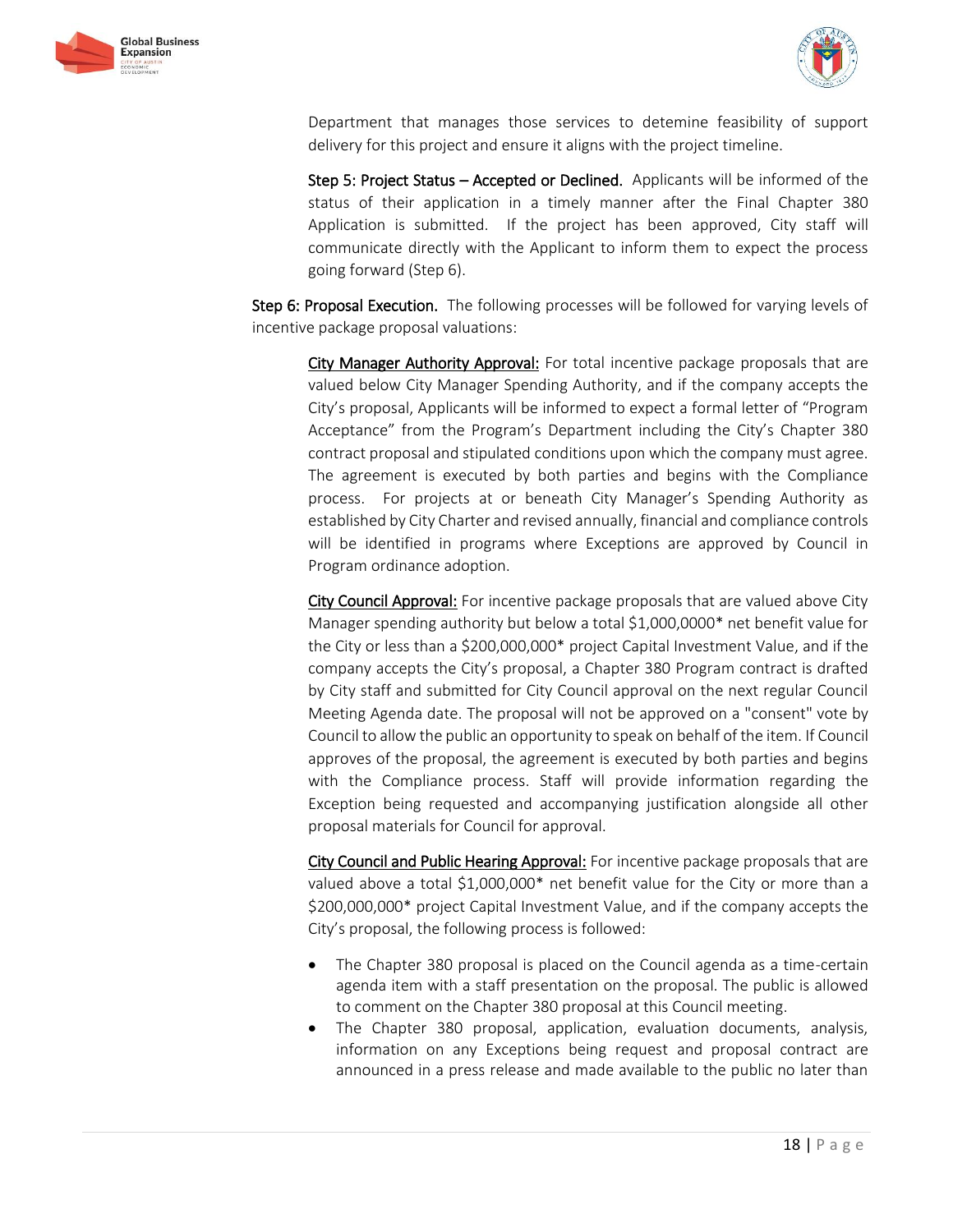Department that manages those services to detemine feasibility of support delivery for this project and ensure it aligns with the project timeline.

**Step 5: Project Status – Accepted or Declined.** Applicants will be informed of the status of their application in a timely manner after the Final Chapter 380 Application is submitted. If the project has been approved, City staff will communicate directly with the Applicant to inform them to expect the process going forward (Step 6).

**Step 6: Proposal Execution.** The following processes will be followed for varying levels of incentive package proposal valuations:

<u>City Manager Authority Approval:</u> For total incentive package proposals that are valued below City Manager Spending Authority, and if the company accepts the City's proposal, Applicants will be informed to expect a formal letter of "Program Acceptance" from the Program's Department including the City's Chapter 380 contract proposal and stipulated conditions upon which the company must agree. The agreement is executed by both parties and begins with the Compliance process. For projects at or beneath City Manager's Spending Authority as established by City Charter and revised annually, financial and compliance controls will be identified in programs where Exceptions are approved by Council in Program ordinance adoption.

<u>City Council Approval:</u> For incentive package proposals that are valued above City Manager spending authority but below a total $1,000,0000* net benefit value for the City or less than a $200,000,000* project Capital Investment Value, and if the company accepts the City's proposal, a Chapter 380 Program contract is drafted by City staff and submitted for City Council approval on the next regular Council Meeting Agenda date. The proposal will not be approved on a "consent" vote by Council to allow the public an opportunity to speak on behalf of the item. If Council approves of the proposal, the agreement is executed by both parties and begins with the Compliance process. Staff will provide information regarding the Exception being requested and accompanying justification alongside all other proposal materials for Council for approval.

<u>City Council and Public Hearing Approval:</u> For incentive package proposals that are valued above a total $1,000,000* net benefit value for the City or more than a $200,000,000* project Capital Investment Value, and if the company accepts the City's proposal, the following process is followed:

- The Chapter 380 proposal is placed on the Council agenda as a time-certain agenda item with a staff presentation on the proposal. The public is allowed to comment on the Chapter 380 proposal at this Council meeting.
- The Chapter 380 proposal, application, evaluation documents, analysis, information on any Exceptions being request and proposal contract are announced in a press release and made available to the public no later than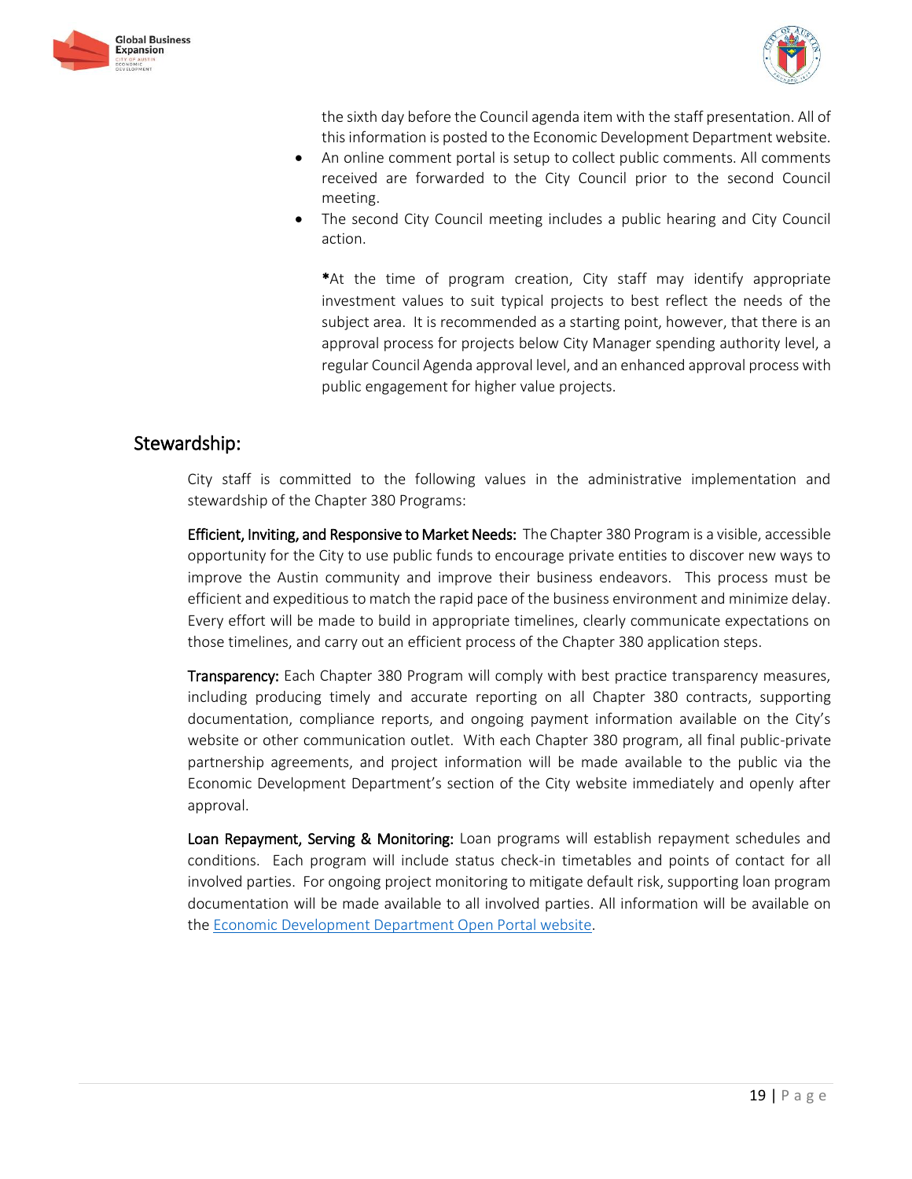the sixth day before the Council agenda item with the staff presentation. All of this information is posted to the Economic Development Department website.

- An online comment portal is setup to collect public comments. All comments received are forwarded to the City Council prior to the second Council meeting.
- The second City Council meeting includes a public hearing and City Council action.

**\***At the time of program creation, City staff may identify appropriate investment values to suit typical projects to best reflect the needs of the subject area. It is recommended as a starting point, however, that there is an approval process for projects below City Manager spending authority level, a regular Council Agenda approval level, and an enhanced approval process with public engagement for higher value projects.

## Stewardship:

City staff is committed to the following values in the administrative implementation and stewardship of the Chapter 380 Programs:

**Efficient, Inviting, and Responsive to Market Needs:** The Chapter 380 Program is a visible, accessible opportunity for the City to use public funds to encourage private entities to discover new ways to improve the Austin community and improve their business endeavors. This process must be efficient and expeditious to match the rapid pace of the business environment and minimize delay. Every effort will be made to build in appropriate timelines, clearly communicate expectations on those timelines, and carry out an efficient process of the Chapter 380 application steps.

**Transparency:** Each Chapter 380 Program will comply with best practice transparency measures, including producing timely and accurate reporting on all Chapter 380 contracts, supporting documentation, compliance reports, and ongoing payment information available on the City's website or other communication outlet. With each Chapter 380 program, all final public-private partnership agreements, and project information will be made available to the public via the Economic Development Department's section of the City website immediately and openly after approval.

**Loan Repayment, Serving & Monitoring:** Loan programs will establish repayment schedules and conditions. Each program will include status check-in timetables and points of contact for all involved parties. For ongoing project monitoring to mitigate default risk, supporting loan program documentation will be made available to all involved parties. All information will be available on the Economic Development Department Open Portal website.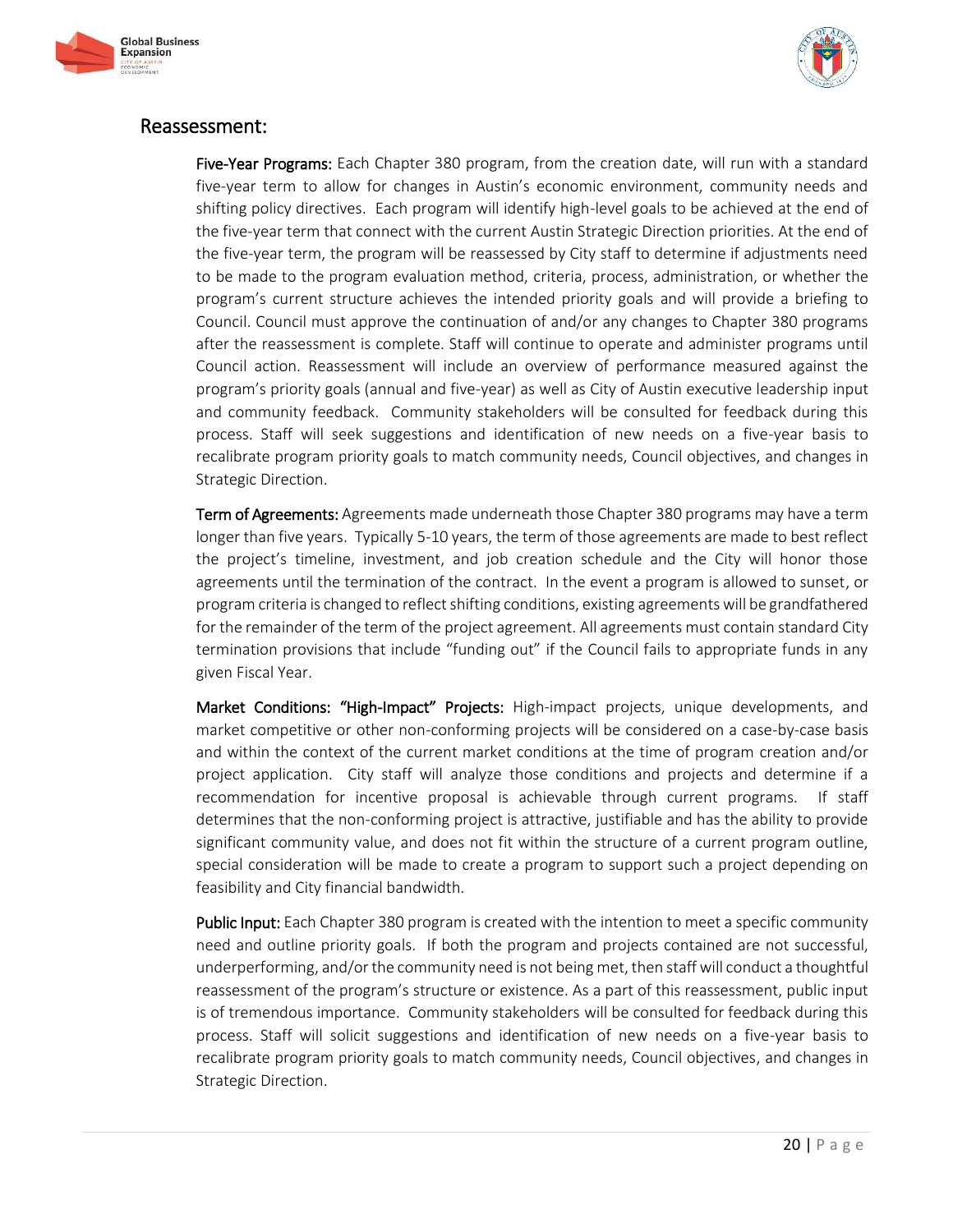## Reassessment:

**Five-Year Programs:** Each Chapter 380 program, from the creation date, will run with a standard five-year term to allow for changes in Austin's economic environment, community needs and shifting policy directives. Each program will identify high-level goals to be achieved at the end of the five-year term that connect with the current Austin Strategic Direction priorities. At the end of the five-year term, the program will be reassessed by City staff to determine if adjustments need to be made to the program evaluation method, criteria, process, administration, or whether the program's current structure achieves the intended priority goals and will provide a briefing to Council. Council must approve the continuation of and/or any changes to Chapter 380 programs after the reassessment is complete. Staff will continue to operate and administer programs until Council action. Reassessment will include an overview of performance measured against the program's priority goals (annual and five-year) as well as City of Austin executive leadership input and community feedback. Community stakeholders will be consulted for feedback during this process. Staff will seek suggestions and identification of new needs on a five-year basis to recalibrate program priority goals to match community needs, Council objectives, and changes in Strategic Direction.

**Term of Agreements:** Agreements made underneath those Chapter 380 programs may have a term longer than five years. Typically 5-10 years, the term of those agreements are made to best reflect the project's timeline, investment, and job creation schedule and the City will honor those agreements until the termination of the contract. In the event a program is allowed to sunset, or program criteria is changed to reflect shifting conditions, existing agreements will be grandfathered for the remainder of the term of the project agreement. All agreements must contain standard City termination provisions that include "funding out" if the Council fails to appropriate funds in any given Fiscal Year.

**Market Conditions: "High-Impact" Projects:** High-impact projects, unique developments, and market competitive or other non-conforming projects will be considered on a case-by-case basis and within the context of the current market conditions at the time of program creation and/or project application. City staff will analyze those conditions and projects and determine if a recommendation for incentive proposal is achievable through current programs. If staff determines that the non-conforming project is attractive, justifiable and has the ability to provide significant community value, and does not fit within the structure of a current program outline, special consideration will be made to create a program to support such a project depending on feasibility and City financial bandwidth.

**Public Input:** Each Chapter 380 program is created with the intention to meet a specific community need and outline priority goals. If both the program and projects contained are not successful, underperforming, and/or the community need is not being met, then staff will conduct a thoughtful reassessment of the program's structure or existence. As a part of this reassessment, public input is of tremendous importance. Community stakeholders will be consulted for feedback during this process. Staff will solicit suggestions and identification of new needs on a five-year basis to recalibrate program priority goals to match community needs, Council objectives, and changes in Strategic Direction.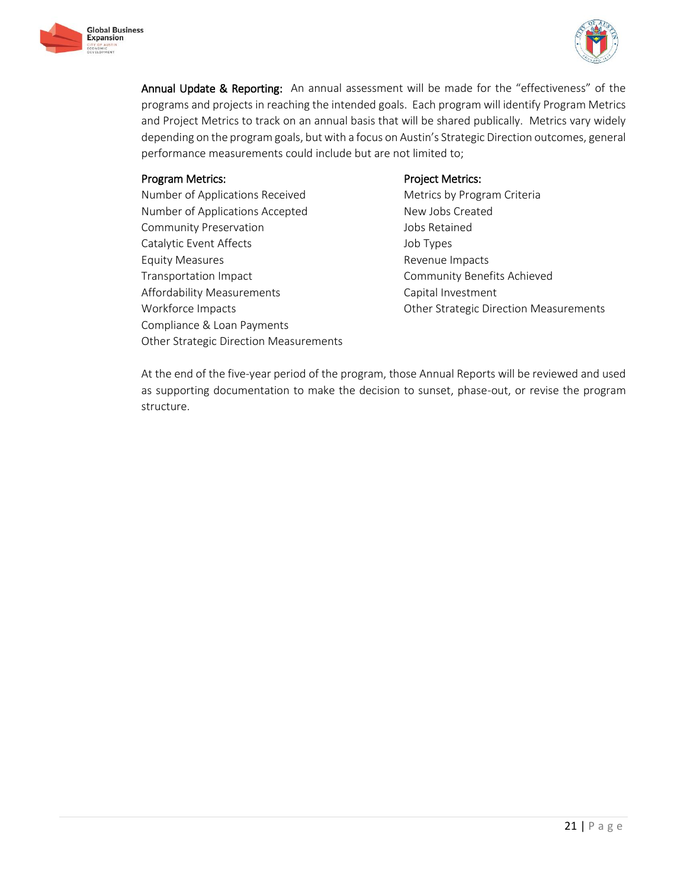**Annual Update & Reporting:** An annual assessment will be made for the "effectiveness" of the programs and projects in reaching the intended goals. Each program will identify Program Metrics and Project Metrics to track on an annual basis that will be shared publically. Metrics vary widely depending on the program goals, but with a focus on Austin's Strategic Direction outcomes, general performance measurements could include but are not limited to;

Program Metrics:

- Number of Applications Received
- Number of Applications Accepted
- Community Preservation
- Catalytic Event Affects
- Equity Measures
- Transportation Impact
- Affordability Measurements
- Workforce Impacts
- Compliance & Loan Payments
- Other Strategic Direction Measurements

Project Metrics:

- Metrics by Program Criteria
- New Jobs Created
- Jobs Retained
- Job Types
- Revenue Impacts
- Community Benefits Achieved
- Capital Investment
- Other Strategic Direction Measurements

At the end of the five-year period of the program, those Annual Reports will be reviewed and used as supporting documentation to make the decision to sunset, phase-out, or revise the program structure.